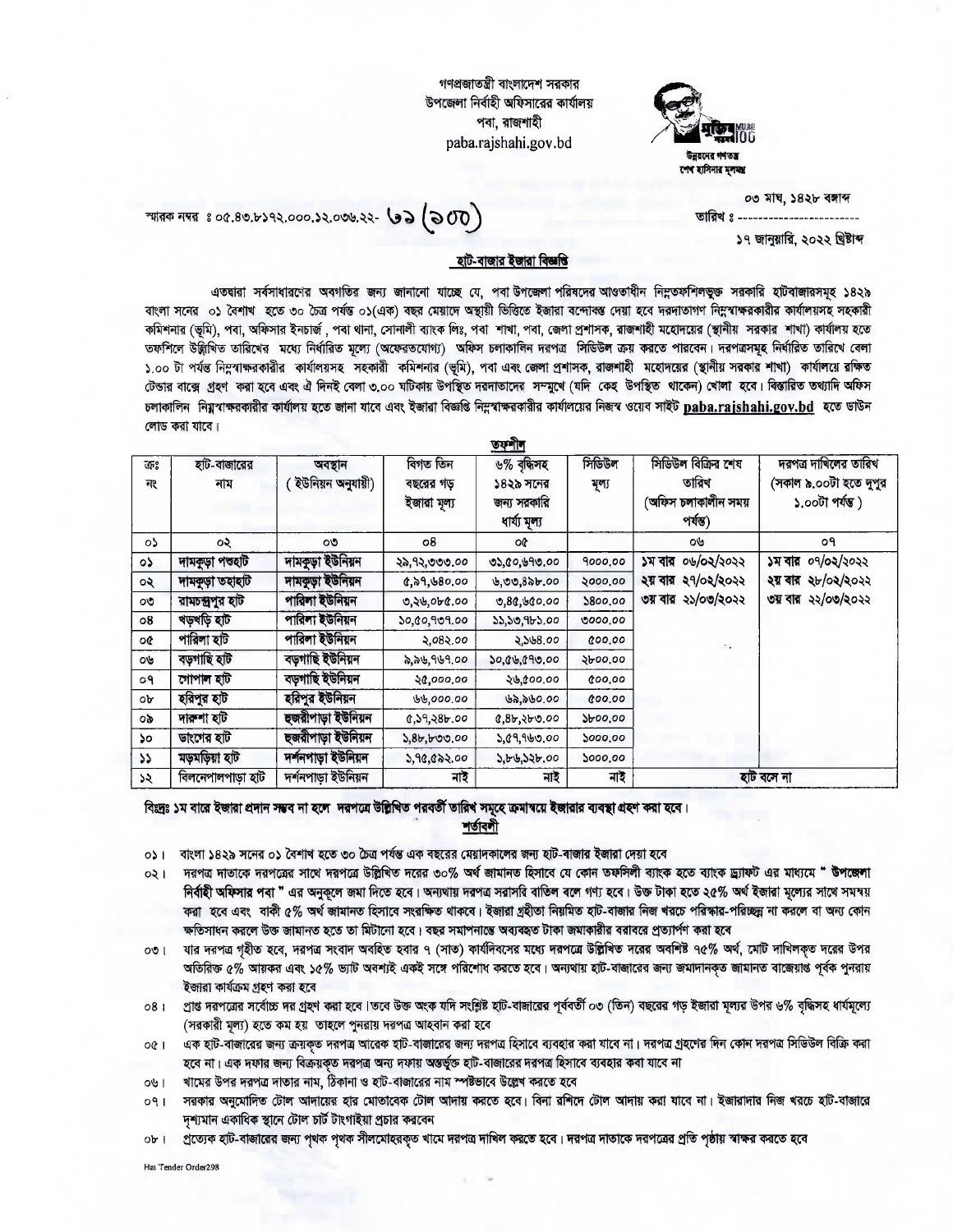গণপ্রজাতন্ত্রী বাংলাদেশ সরকার
উপজেলা নির্বাহী অফিসারের কার্যালয়
পবা, রাজশাহী
paba.rajshahi.gov.bd

স্মারক নম্বর ঃ ০৫.৪৩.৮১৭২.০০০.১২.০৩৬.২২- ৬১ (১০০)

তারিখ ঃ ০৩ মাঘ, ১৪২৮ বঙ্গাব্দ
১৭ জানুয়ারি, ২০২২ খ্রিষ্টাব্দ

## হাট-বাজার ইজারা বিজ্ঞপ্তি

এতদ্বারা সর্বসাধারণের অবগতির জন্য জানানো যাচ্ছে যে, পবা উপজেলা পরিষদের আওতাধীন নিম্নতফশিলভুক্ত সরকারি হাটবাজারসমূহ ১৪২৯ বাংলা সনের ০১ বৈশাখ হতে ৩০ চৈত্র পর্যন্ত ০১(এক) বছর মেয়াদে অস্থায়ী ভিত্তিতে ইজারা বন্দোবস্ত দেয়া হবে দরদাতাগণ নিম্নস্বাক্ষরকারীর কার্যালয়সহ সহকারী কমিশনার (ভূমি), পবা, অফিসার ইনচার্জ, পবা থানা, সোনালী ব্যাংক লিঃ, পবা শাখা, পবা, জেলা প্রশাসক, রাজশাহী মহোদয়ের (স্থানীয় সরকার শাখা) কার্যালয় হতে তফশিলে উল্লিখিত তারিখের মধ্যে নির্ধারিত মূল্যে (অফেরতযোগ্য) অফিস চলাকালিন দরপত্র সিডিউল ক্রয় করতে পারবেন। দরপত্রসমূহ নির্ধারিত তারিখে বেলা ১.০০ টা পর্যন্ত নিম্নস্বাক্ষরকারীর কার্যালয়সহ সহকারী কমিশনার (ভূমি), পবা এবং জেলা প্রশাসক, রাজশাহী মহোদয়ের (স্থানীয় সরকার শাখা) কার্যালয়ে রক্ষিত টেন্ডার বাক্সে গ্রহণ করা হবে এবং ঐ দিনই বেলা ৩.০০ ঘটিকায় উপস্থিত দরদাতাদের সম্মুখে (যদি কেহ উপস্থিত থাকেন) খোলা হবে। বিস্তারিত তথ্যাদি অফিস চলাকালিন নিম্নস্বাক্ষরকারীর কার্যালয় হতে জানা যাবে এবং ইজারা বিজ্ঞপ্তি নিম্নস্বাক্ষরকারীর কার্যালয়ের নিজস্ব ওয়েব সাইট **paba.rajshahi.gov.bd** হতে ডাউন লোড করা যাবে।

### তফশীল

| ক্রঃ নং | হাট-বাজারের নাম | অবস্থান ( ইউনিয়ন অনুযায়ী) | বিগত তিন বছরের গড় ইজারা মূল্য | ৬% বৃদ্ধিসহ ১৪২৯ সনের জন্য সরকারি ধার্য্য মূল্য | সিডিউল মূল্য | সিডিউল বিক্রির শেষ তারিখ (অফিস চলাকালীন সময় পর্যন্ত) | দরপত্র দাখিলের তারিখ (সকাল ৯.০০টা হতে দুপুর ১.০০টা পর্যন্ত ) |
|---|---|---|---|---|---|---|---|
| ০১ | ০২ | ০৩ | ০৪ | ০৫ | | ০৬ | ০৭ |
| ০১ | দামকুড়া পশুহাট | দামকুড়া ইউনিয়ন | ২৯,৭২,৩৩৩.০০ | ৩১,৫০,৬৭৩.০০ | ৭০০০.০০ | ১ম বার ০৬/০২/২০২২<br>২য় বার ২৭/০২/২০২২<br>৩য় বার ২১/০৩/২০২২ | ১ম বার ০৭/০২/২০২২<br>২য় বার ২৮/০২/২০২২<br>৩য় বার ২২/০৩/২০২২ |
| ০২ | দামকুড়া তহহাট | দামকুড়া ইউনিয়ন | ৫,৯৭,৬৫০.০০ | ৬,৩৩,৪৯৮.০০ | ২০০০.০০ | | |
| ০৩ | রামচন্দ্রপুর হাট | পারিলা ইউনিয়ন | ৩,২৬,০৮৫.০০ | ৩,৪৫,৬৫০.০০ | ১৪০০.০০ | | |
| ০৪ | খড়খড়ি হাট | পারিলা ইউনিয়ন | ১০,৫০,৭৩৭.০০ | ১১,১৩,৭৮১.০০ | ৩০০০.০০ | | |
| ০৫ | পারিলা হাট | পারিলা ইউনিয়ন | ২,০৪২.০০ | ২,১৬৪.০০ | ৫০০.০০ | | |
| ০৬ | বড়গাছি হাট | বড়গাছি ইউনিয়ন | ৯,৯৬,৭৬৭.০০ | ১০,৫৬,৫৭৩.০০ | ২৮০০.০০ | | |
| ০৭ | গোপাল হাট | বড়গাছি ইউনিয়ন | ২৫,০০০.০০ | ২৬,৫০০.০০ | ৫০০.০০ | | |
| ০৮ | হরিপুর হাট | হরিপুর ইউনিয়ন | ৬৬,০০০.০০ | ৬৯,৯৬০.০০ | ৫০০.০০ | | |
| ০৯ | দারুশা হাট | হুজরীপাড়া ইউনিয়ন | ৫,১৭,২৪৮.০০ | ৫,৪৮,২৮৩.০০ | ১৮০০.০০ | | |
| ১০ | ডাংগের হাট | হুজরীপাড়া ইউনিয়ন | ১,৪৮,৮৩৩.০০ | ১,৫৭,৭৬৩.০০ | ১০০০.০০ | | |
| ১১ | মড়মড়িয়া হাট | দর্শনপাড়া ইউনিয়ন | ১,৭৫,৫৯২.০০ | ১,৮৬,১২৮.০০ | ১০০০.০০ | | |
| ১২ | বিলনেপালপাড়া হাট | দর্শনপাড়া ইউনিয়ন | নাই | নাই | নাই | হাট বসে না | |

**বিঃদ্রঃ ১ম বারে ইজারা প্রদান সম্ভব না হলে দরপত্রে উল্লিখিত পরবর্তী তারিখ সমূহে ক্রমাম্বয়ে ইজারার ব্যবস্থা গ্রহণ করা হবে।**

### শর্তাবলী

০১। বাংলা ১৪২৯ সনের ০১ বৈশাখ হতে ৩০ চৈত্র পর্যন্ত এক বছরের মেয়াদকালের জন্য হাট-বাজার ইজারা দেয়া হবে

০২। দরপত্র দাতাকে দরপত্রের সাথে দরপত্রে উল্লিখিত দরের ৩০% অর্থ জামানত হিসাবে যে কোন তফসিলী ব্যাংক হতে ব্যাংক ড্রাফট এর মাধ্যমে " **উপজেলা নির্বাহী অফিসার পবা** " এর অনুকূলে জমা দিতে হবে। অন্যথায় দরপত্র সরাসরি বাতিল বলে গণ্য হবে। উক্ত টাকা হতে ২৫% অর্থ ইজারা মূল্যের সাথে সমম্বয় করা হবে এবং বাকী ৫% অর্থ জামানত হিসাবে সংরক্ষিত থাকবে। ইজারা গ্রহীতা নিয়মিত হাট-বাজার নিজ খরচে পরিস্কার-পরিচ্ছন্ন না করলে বা অন্য কোন ক্ষতিসাধন করলে উক্ত জামানত হতে তা মিটানো হবে। বছর সমাপনান্তে অব্যবহৃত টাকা জমাকারীর বরাবরে প্রত্যার্পণ করা হবে

০৩। যার দরপত্র গৃহীত হবে, দরপত্র সংবাদ অবহিত হবার ৭ (সাত) কার্যদিবসের মধ্যে দরপত্রে উল্লিখিত দরের অবশিষ্ট ৭৫% অর্থ, মোট দাখিলকৃত দরের উপর অতিরিক্ত ৫% আয়কর এবং ১৫% ভ্যাট অবশ্যই একই সঙ্গে পরিশোধ করতে হবে। অন্যথায় হাট-বাজারের জন্য জমাদানকৃত জামানত বাজেয়াপ্ত পূর্বক পুনরায় ইজারা কার্যক্রম গ্রহণ করা হবে

০৪। প্রাপ্ত দরপত্রের সর্বোচ্চ দর গ্রহণ করা হবে। তবে উক্ত অংক যদি সংশ্লিষ্ট হাট-বাজারের পূর্ববর্তী ০৩ (তিন) বছরের গড় ইজারা মূল্যের উপর ৬% বৃদ্ধিসহ ধার্যমূল্যে (সরকারী মূল্য) হতে কম হয় তাহলে পুনরায় দরপত্র আহবান করা হবে

০৫। এক হাট-বাজারের জন্য ক্রয়কৃত দরপত্র আরেক হাট-বাজারের জন্য দরপত্র হিসাবে ব্যবহার করা যাবে না। দরপত্র গ্রহণের দিন কোন দরপত্র সিডিউল বিক্রি করা হবে না। এক দফার জন্য বিক্রয়কৃত দরপত্র অন্য দফায় অন্তর্ভূক্ত হাট-বাজারের দরপত্র হিসাবে ব্যবহার করা যাবে না

০৬। খামের উপর দরপত্র দাতার নাম, ঠিকানা ও হাট-বাজারের নাম স্পষ্টভাবে উল্লেখ করতে হবে

০৭। সরকার অনুমোদিত টোল আদায়ের হার মোতাবেক টোল আদায় করতে হবে। বিনা রশিদে টোল আদায় করা যাবে না। ইজারাদার নিজ খরচে হাট-বাজারে দৃশ্যমান একাধিক স্থানে টোল চার্ট টাংগাইয়া প্রচার করবেন

০৮। প্রত্যেক হাট-বাজারের জন্য পৃথক পৃথক সীলমোহরকৃত খামে দরপত্র দাখিল করতে হবে। দরপত্র দাতাকে দরপত্রের প্রতি পৃষ্ঠায় স্বাক্ষর করতে হবে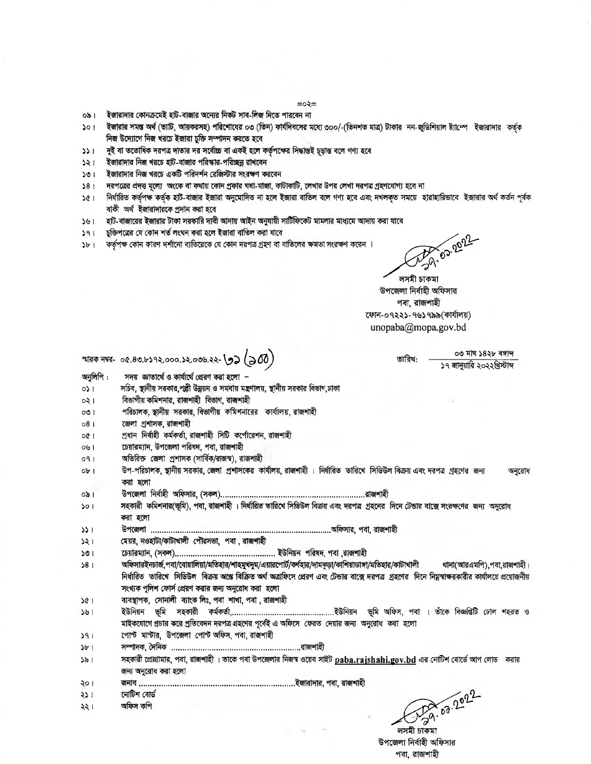=০২=

০৯। ইজারাদার কোনক্রমেই হাট-বাজার অন্যের নিকট সাব-লিজ দিতে পারবেন না

১০। ইজারার সমস্ত অর্থ (ভ্যাট, আয়করসহ) পরিশোধের ০৩ (তিন) কার্যদিবসের মধ্যে ৩০০/-(তিনশত মাত্র) টাকার নন-জুডিশিয়াল ষ্ট্যাম্পে ইজারাদার কর্তৃক নিজ উদ্যোগে নিজ খরচে ইজারা চুক্তি সম্পাদন করতে হবে

১১। দুই বা ততোধিক দরপত্র দাতার দর সর্বোচ্চ বা একই হলে কর্তৃপক্ষের সিদ্ধান্তই চূড়ান্ত বলে গণ্য হবে

১২। ইজারাদার নিজ খরচে হাট-বাজার পরিস্কার-পরিচ্ছন্ন রাখবেন

১৩। ইজারাদার নিজ খরচে একটি পরিদর্শন রেজিস্টার সংরক্ষণ করবেন

১৪। দরপত্রের প্রদত্ত মূল্যে অংকে বা কথায় কোন প্রকার ঘষা-মাজা, কাটাকাটি, লেখার উপর লেখা দরপত্র গ্রহণযোগ্য হবে না

১৫। নির্ধারিত কর্তৃপক্ষ কর্তৃক হাট-বাজার ইজারা অনুমোদিত না হলে ইজারা বাতিল বলে গণ্য হবে এবং দখলকৃত সময়ে হারাহারিভাবে ইজারার অর্থ কর্তন পূর্বক বাকী অর্থ ইজারাদারকে প্রদান করা হবে

১৬। হাট-বাজারের ইজারার টাকা সরকারি দাবী আদায় আইন অনুযায়ী সার্টিফিকেট মামলার মাধ্যমে আদায় করা যাবে

১৭। চুক্তিপত্রের যে কোন শর্ত লংঘন করা হলে ইজারা বাতিল করা যাবে

১৮। কর্তৃপক্ষ কোন কারণ দর্শানো ব্যতিরেকে যে কোন দরপত্র গ্রহণ বা বাতিলের ক্ষমতা সংরক্ষণ করেন ।

১৭.০১.২০২২

লসমী চাকমা
উপজেলা নির্বাহী অফিসার
পবা, রাজশাহী
ফোন-০৭২২১-৭৬১৭৯৯(কার্যালয়)
unopaba@mopa.gov.bd

স্মারক নম্বর- ০৫.৪৩.৮১৭২.০০০.১২.০৩৬.২২-৬১(২০০)

তারিখ: ০৩ মাঘ ১৪২৮ বঙ্গাব্দ
১৭ জানুয়ারি ২০২২খ্রিস্টাব্দ

অনুলিপি : সদয় জ্ঞাতার্থে ও কার্যার্থে প্রেরণ করা হলো –

০১। সচিব, স্থানীয় সরকার,পল্লী উন্নয়ন ও সমবায় মন্ত্রণালয়, স্থানীয় সরকার বিভাগ,ঢাকা

০২। বিভাগীয় কমিশনার, রাজশাহী বিভাগ, রাজশাহী

০৩। পরিচালক, স্থানীয় সরকার, বিভাগীয় কমিশনারের কার্যালয়, রাজশাহী

০৪। জেলা প্রশাসক, রাজশাহী

০৫। প্রধান নির্বাহী কর্মকর্তা, রাজশাহী সিটি কর্পোরেশন, রাজশাহী

০৬। চেয়ারম্যান, উপজেলা পরিষদ, পবা, রাজশাহী

০৭। অতিরিক্ত জেলা প্রশাসক (সার্বিক/রাজস্ব), রাজশাহী

০৮। উপ-পরিচালক, স্থানীয় সরকার, জেলা প্রশাসকের কার্যালয়, রাজশাহী । নির্ধারিত তারিখে সিডিউল বিক্রয় এবং দরপত্র গ্রহণের জন্য অনুরোধ করা হলো

০৯। উপজেলা নির্বাহী অফিসার, (সকল)..................................................................রাজশাহী

১০। সহকারী কমিশনার(ভূমি), পবা, রাজশাহী । নির্ধারিত তারিখে সিডিউল বিক্রয় এবং দরপত্র গ্রহনের দিনে টেন্ডার বাক্সে সংরক্ষণের জন্য অনুরোধ করা হলো

১১। উপজেলা ..................................................................................অফিসার, পবা, রাজশাহী

১২। মেয়র, নওহাটা/কাটাখালী পৌরসভা, পবা , রাজশাহী

১৩। চেয়ারম্যান, (সকল)............................................. ইউনিয়ন পরিষদ, পবা ,রাজশাহী

১৪। অফিসারইনচার্জ,পবা/বোয়ালিয়া/মতিহার/শাহমুখদুম/এয়ারপোর্ট/কর্ণহার/দামকুড়া/কাশিয়াডাঙ্গা/মতিহার/কাটাখালী থানা(আরএমপি),পবা,রাজশাহী। নির্ধারিত তারিখে সিডিউল বিক্রয় অন্তে বিক্রিত অর্থ অত্রাফিসে প্রেরণ এবং টেন্ডার বাক্সে দরপত্র গ্রহণের দিনে নিম্নস্বাক্ষরকারীর কার্যালয়ে প্রয়োজনীয় সংখ্যক পুলিশ ফোর্স প্রেরণ করার জন্য অনুরোধ করা হলো

১৫। ব্যবস্থাপক, সোনালী ব্যাংক লিঃ, পবা শাখা, পবা , রাজশাহী

১৬। ইউনিয়ন ভূমি সহকারী কর্মকর্তা,...............................................ইউনিয়ন ভূমি অফিস, পবা । তাঁকে বিজ্ঞপ্তিটি ঢোল শহরত ও মাইকযোগে প্রচার করে প্রতিবেদন দরপত্র গ্রহণের পূর্বেই এ অফিসে ফেরত দেয়ার জন্য অনুরোধ করা হলো

১৭। পোস্ট মাস্টার, উপজেলা পোস্ট অফিস, পবা, রাজশাহী

১৮। সম্পাদক, দৈনিক ..........................................................রাজশাহী

১৯। সহকারী প্রোগ্রামার, পবা, রাজশাহী । তাকে পবা উপজেলার নিজস্ব ওয়েব সাইট **paba.rajshahi.gov.bd** এর নোটিশ বোর্ডে আপ লোড করার জন্য অনুরোধ করা হলো

২০। জনাব .......................................................................ইজারাদার, পবা, রাজশাহী

২১। নোটিশ বোর্ড

২২। অফিস কপি

১৭.০১.২০২২

লসমী চাকমা
উপজেলা নির্বাহী অফিসার
পবা, রাজশাহী